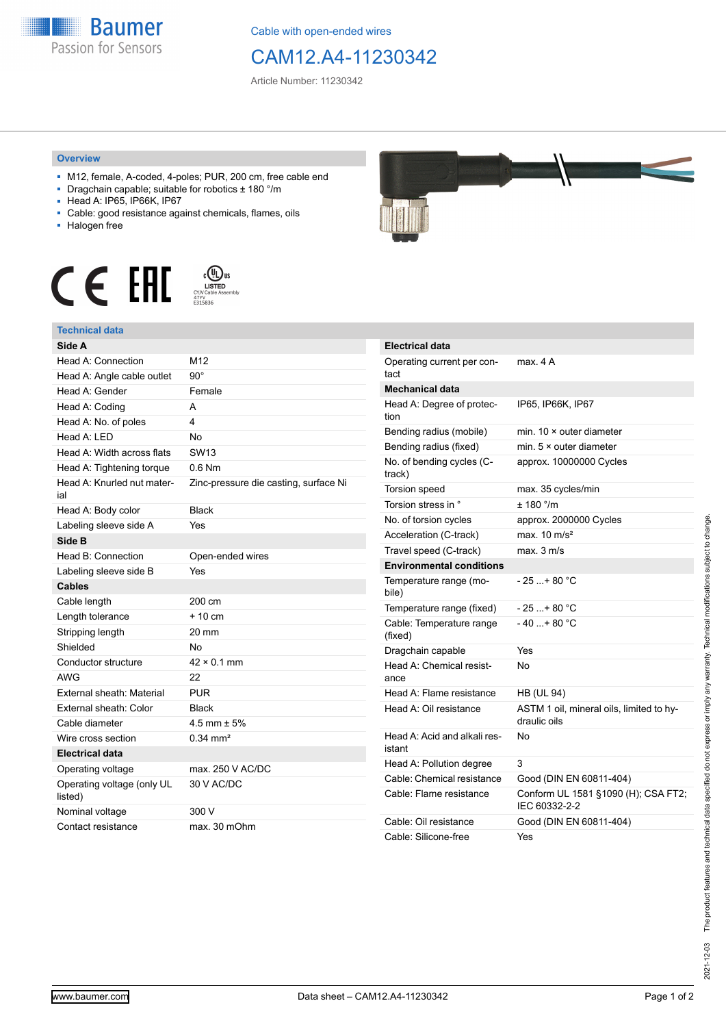Cable with open-ended wires

# CAM12.A4-11230342

Article Number: 11230342

## Overview

- M12, female, A-coded, 4-poles; PUR, 200 cm, free cable end
- Dragchain capable; suitable for robotics ± 180 °/m
- Head A: IP65, IP66K, IP67
- Cable: good resistance against chemicals, flames, oils
- Halogen free

## Technical data

| **Side A** | |
|---|---|
| Head A: Connection | M12 |
| Head A: Angle cable outlet | 90° |
| Head A: Gender | Female |
| Head A: Coding | A |
| Head A: No. of poles | 4 |
| Head A: LED | No |
| Head A: Width across flats | SW13 |
| Head A: Tightening torque | 0.6 Nm |
| Head A: Knurled nut material | Zinc-pressure die casting, surface Ni |
| Head A: Body color | Black |
| Labeling sleeve side A | Yes |
| **Side B** | |
| Head B: Connection | Open-ended wires |
| Labeling sleeve side B | Yes |
| **Cables** | |
| Cable length | 200 cm |
| Length tolerance | + 10 cm |
| Stripping length | 20 mm |
| Shielded | No |
| Conductor structure | 42 × 0.1 mm |
| AWG | 22 |
| External sheath: Material | PUR |
| External sheath: Color | Black |
| Cable diameter | 4.5 mm ± 5% |
| Wire cross section | 0.34 mm² |
| **Electrical data** | |
| Operating voltage | max. 250 V AC/DC |
| Operating voltage (only UL listed) | 30 V AC/DC |
| Nominal voltage | 300 V |
| Contact resistance | max. 30 mOhm |

| **Electrical data** | |
|---|---|
| Operating current per contact | max. 4 A |
| **Mechanical data** | |
| Head A: Degree of protection | IP65, IP66K, IP67 |
| Bending radius (mobile) | min. 10 × outer diameter |
| Bending radius (fixed) | min. 5 × outer diameter |
| No. of bending cycles (C-track) | approx. 10000000 Cycles |
| Torsion speed | max. 35 cycles/min |
| Torsion stress in ° | ± 180 °/m |
| No. of torsion cycles | approx. 2000000 Cycles |
| Acceleration (C-track) | max. 10 m/s² |
| Travel speed (C-track) | max. 3 m/s |
| **Environmental conditions** | |
| Temperature range (mobile) | - 25 ...+ 80 °C |
| Temperature range (fixed) | - 25 ...+ 80 °C |
| Cable: Temperature range (fixed) | - 40 ...+ 80 °C |
| Dragchain capable | Yes |
| Head A: Chemical resistance | No |
| Head A: Flame resistance | HB (UL 94) |
| Head A: Oil resistance | ASTM 1 oil, mineral oils, limited to hydraulic oils |
| Head A: Acid and alkali resistant | No |
| Head A: Pollution degree | 3 |
| Cable: Chemical resistance | Good (DIN EN 60811-404) |
| Cable: Flame resistance | Conform UL 1581 §1090 (H); CSA FT2; IEC 60332-2-2 |
| Cable: Oil resistance | Good (DIN EN 60811-404) |
| Cable: Silicone-free | Yes |

2021-12-03 The product features and technical data specified do not express or imply any warranty. Technical modifications subject to change.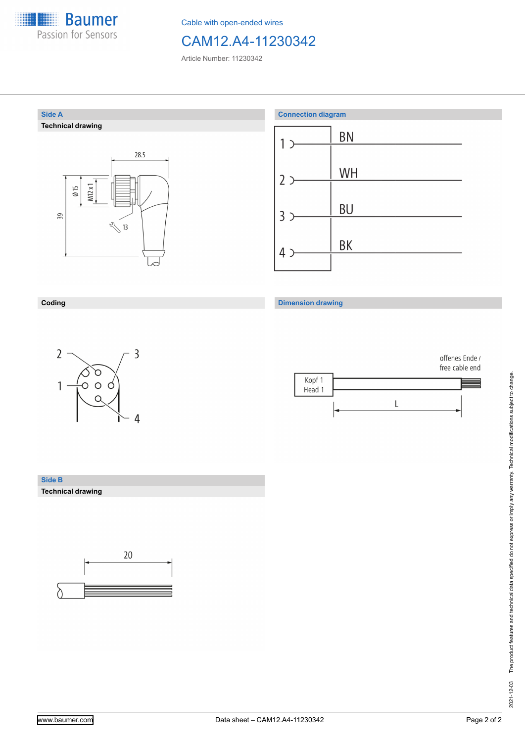Cable with open-ended wires

# CAM12.A4-11230342

Article Number: 11230342

## Side A

### Technical drawing

28.5

Ø 15

M12 x 1

39

13

## Connection diagram

1 BN

2 WH

3 BU

4 BK

### Coding

2

3

1

4

## Dimension drawing

offenes Ende / free cable end

Kopf 1 Head 1

L

## Side B

### Technical drawing

20

The product features and technical data specified do not express or imply any warranty. Technical modifications subject to change.

2021-12-03

www.baumer.com

Data sheet – CAM12.A4-11230342